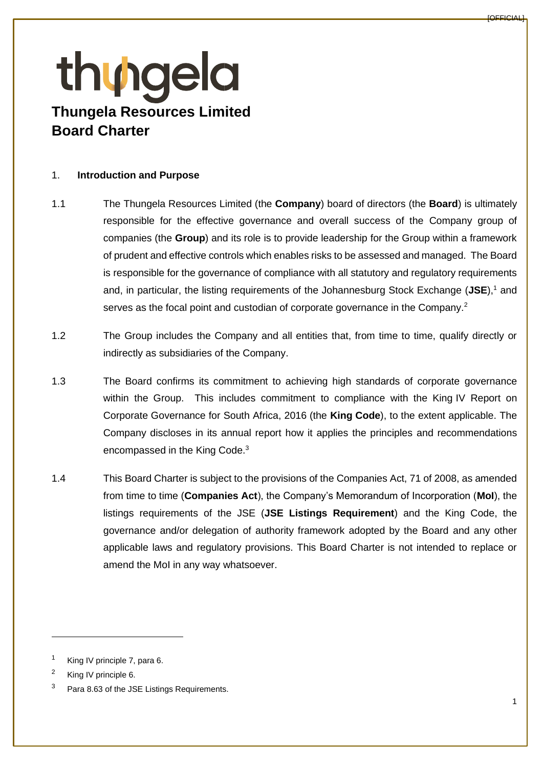# Thungela Resources Limited
# Board Charter

1. **Introduction and Purpose**

1.1 The Thungela Resources Limited (the **Company**) board of directors (the **Board**) is ultimately responsible for the effective governance and overall success of the Company group of companies (the **Group**) and its role is to provide leadership for the Group within a framework of prudent and effective controls which enables risks to be assessed and managed. The Board is responsible for the governance of compliance with all statutory and regulatory requirements and, in particular, the listing requirements of the Johannesburg Stock Exchange (**JSE**),[1] and serves as the focal point and custodian of corporate governance in the Company.[2]

1.2 The Group includes the Company and all entities that, from time to time, qualify directly or indirectly as subsidiaries of the Company.

1.3 The Board confirms its commitment to achieving high standards of corporate governance within the Group. This includes commitment to compliance with the King IV Report on Corporate Governance for South Africa, 2016 (the **King Code**), to the extent applicable. The Company discloses in its annual report how it applies the principles and recommendations encompassed in the King Code.[3]

1.4 This Board Charter is subject to the provisions of the Companies Act, 71 of 2008, as amended from time to time (**Companies Act**), the Company's Memorandum of Incorporation (**MoI**), the listings requirements of the JSE (**JSE Listings Requirement**) and the King Code, the governance and/or delegation of authority framework adopted by the Board and any other applicable laws and regulatory provisions. This Board Charter is not intended to replace or amend the MoI in any way whatsoever.

---

[1] King IV principle 7, para 6.

[2] King IV principle 6.

[3] Para 8.63 of the JSE Listings Requirements.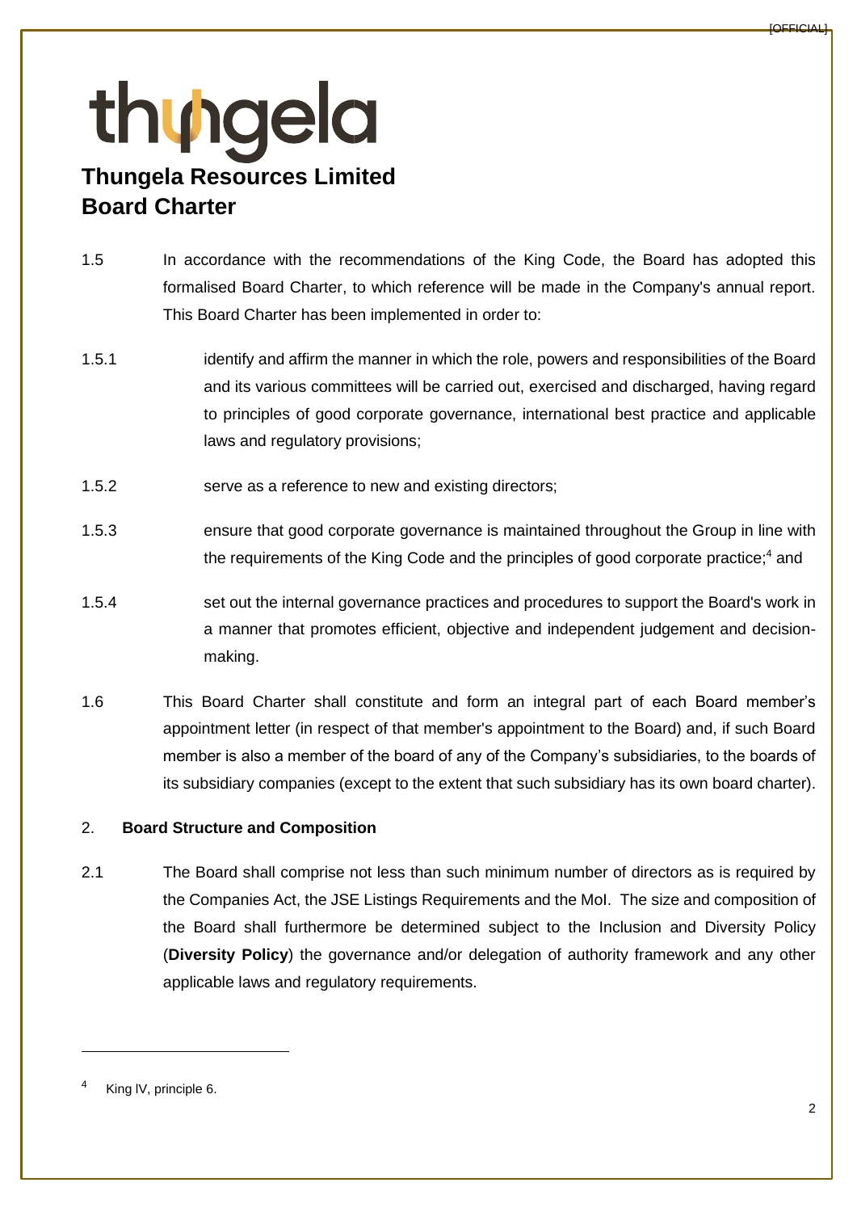# Thungela Resources Limited
# Board Charter

1.5 In accordance with the recommendations of the King Code, the Board has adopted this formalised Board Charter, to which reference will be made in the Company's annual report. This Board Charter has been implemented in order to:

1.5.1 identify and affirm the manner in which the role, powers and responsibilities of the Board and its various committees will be carried out, exercised and discharged, having regard to principles of good corporate governance, international best practice and applicable laws and regulatory provisions;

1.5.2 serve as a reference to new and existing directors;

1.5.3 ensure that good corporate governance is maintained throughout the Group in line with the requirements of the King Code and the principles of good corporate practice;[4] and

1.5.4 set out the internal governance practices and procedures to support the Board's work in a manner that promotes efficient, objective and independent judgement and decision-making.

1.6 This Board Charter shall constitute and form an integral part of each Board member's appointment letter (in respect of that member's appointment to the Board) and, if such Board member is also a member of the board of any of the Company's subsidiaries, to the boards of its subsidiary companies (except to the extent that such subsidiary has its own board charter).

## 2. Board Structure and Composition

2.1 The Board shall comprise not less than such minimum number of directors as is required by the Companies Act, the JSE Listings Requirements and the MoI. The size and composition of the Board shall furthermore be determined subject to the Inclusion and Diversity Policy (**Diversity Policy**) the governance and/or delegation of authority framework and any other applicable laws and regulatory requirements.

[4] King lV, principle 6.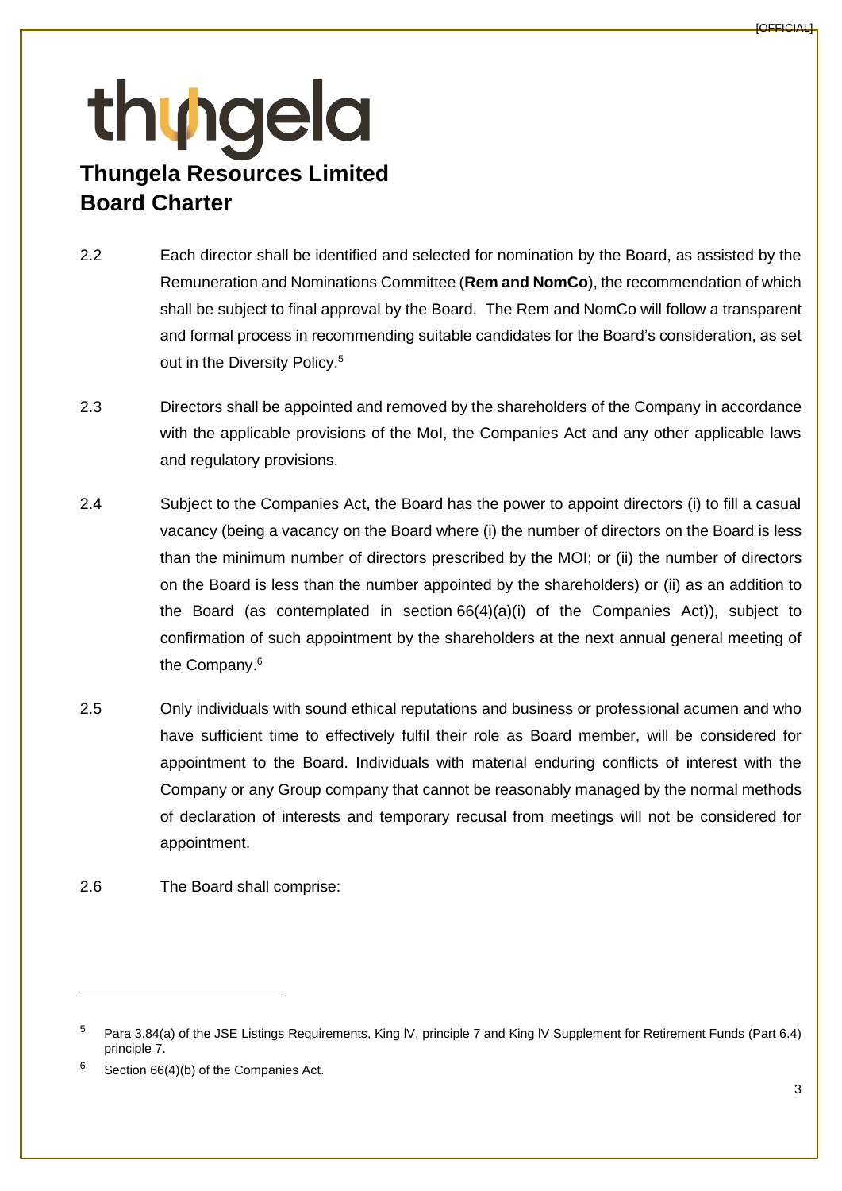2.2 Each director shall be identified and selected for nomination by the Board, as assisted by the Remuneration and Nominations Committee (**Rem and NomCo**), the recommendation of which shall be subject to final approval by the Board. The Rem and NomCo will follow a transparent and formal process in recommending suitable candidates for the Board's consideration, as set out in the Diversity Policy.[5]

2.3 Directors shall be appointed and removed by the shareholders of the Company in accordance with the applicable provisions of the MoI, the Companies Act and any other applicable laws and regulatory provisions.

2.4 Subject to the Companies Act, the Board has the power to appoint directors (i) to fill a casual vacancy (being a vacancy on the Board where (i) the number of directors on the Board is less than the minimum number of directors prescribed by the MOI; or (ii) the number of directors on the Board is less than the number appointed by the shareholders) or (ii) as an addition to the Board (as contemplated in section 66(4)(a)(i) of the Companies Act)), subject to confirmation of such appointment by the shareholders at the next annual general meeting of the Company.[6]

2.5 Only individuals with sound ethical reputations and business or professional acumen and who have sufficient time to effectively fulfil their role as Board member, will be considered for appointment to the Board. Individuals with material enduring conflicts of interest with the Company or any Group company that cannot be reasonably managed by the normal methods of declaration of interests and temporary recusal from meetings will not be considered for appointment.

2.6 The Board shall comprise:

---

[5] Para 3.84(a) of the JSE Listings Requirements, King lV, principle 7 and King lV Supplement for Retirement Funds (Part 6.4) principle 7.

[6] Section 66(4)(b) of the Companies Act.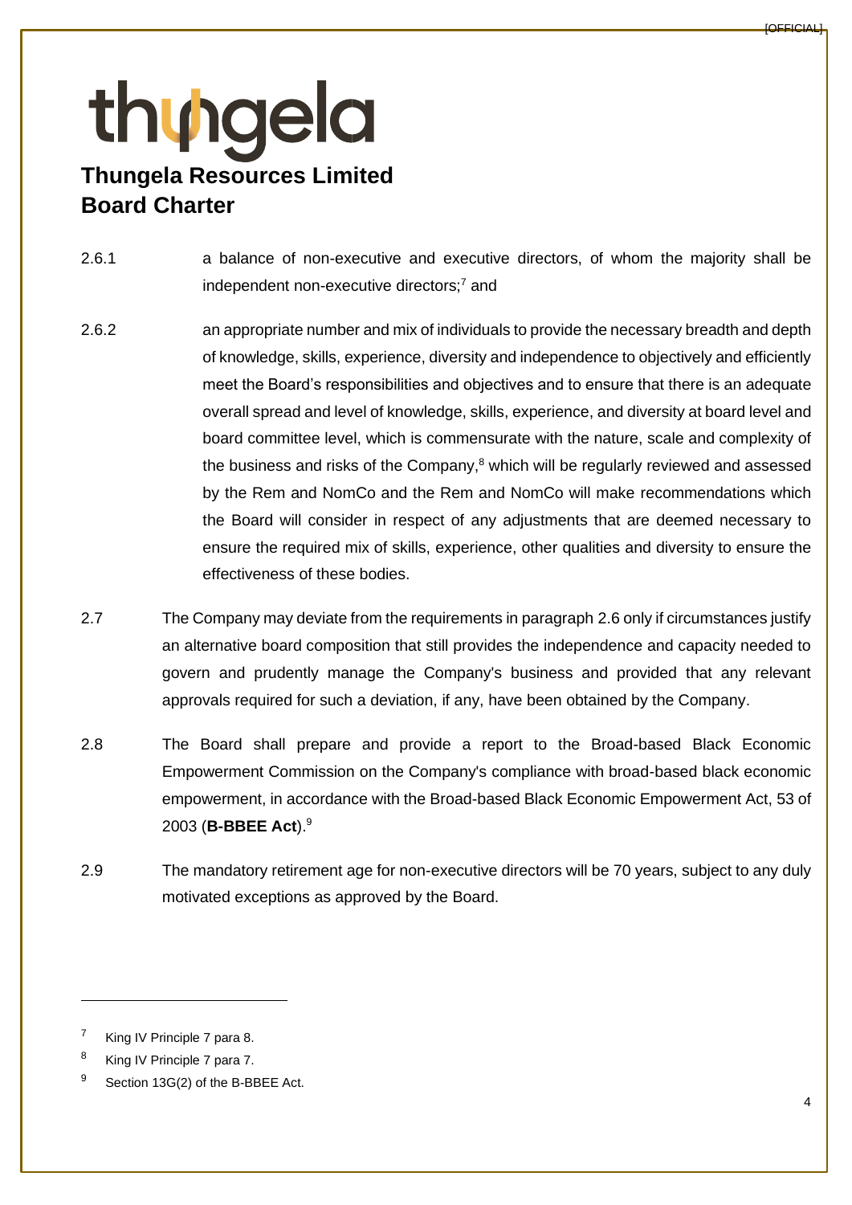2.6.1 a balance of non-executive and executive directors, of whom the majority shall be independent non-executive directors;[7] and

2.6.2 an appropriate number and mix of individuals to provide the necessary breadth and depth of knowledge, skills, experience, diversity and independence to objectively and efficiently meet the Board's responsibilities and objectives and to ensure that there is an adequate overall spread and level of knowledge, skills, experience, and diversity at board level and board committee level, which is commensurate with the nature, scale and complexity of the business and risks of the Company,[8] which will be regularly reviewed and assessed by the Rem and NomCo and the Rem and NomCo will make recommendations which the Board will consider in respect of any adjustments that are deemed necessary to ensure the required mix of skills, experience, other qualities and diversity to ensure the effectiveness of these bodies.

2.7 The Company may deviate from the requirements in paragraph 2.6 only if circumstances justify an alternative board composition that still provides the independence and capacity needed to govern and prudently manage the Company's business and provided that any relevant approvals required for such a deviation, if any, have been obtained by the Company.

2.8 The Board shall prepare and provide a report to the Broad-based Black Economic Empowerment Commission on the Company's compliance with broad-based black economic empowerment, in accordance with the Broad-based Black Economic Empowerment Act, 53 of 2003 (**B-BBEE Act**).[9]

2.9 The mandatory retirement age for non-executive directors will be 70 years, subject to any duly motivated exceptions as approved by the Board.

---

[7] King IV Principle 7 para 8.

[8] King IV Principle 7 para 7.

[9] Section 13G(2) of the B-BBEE Act.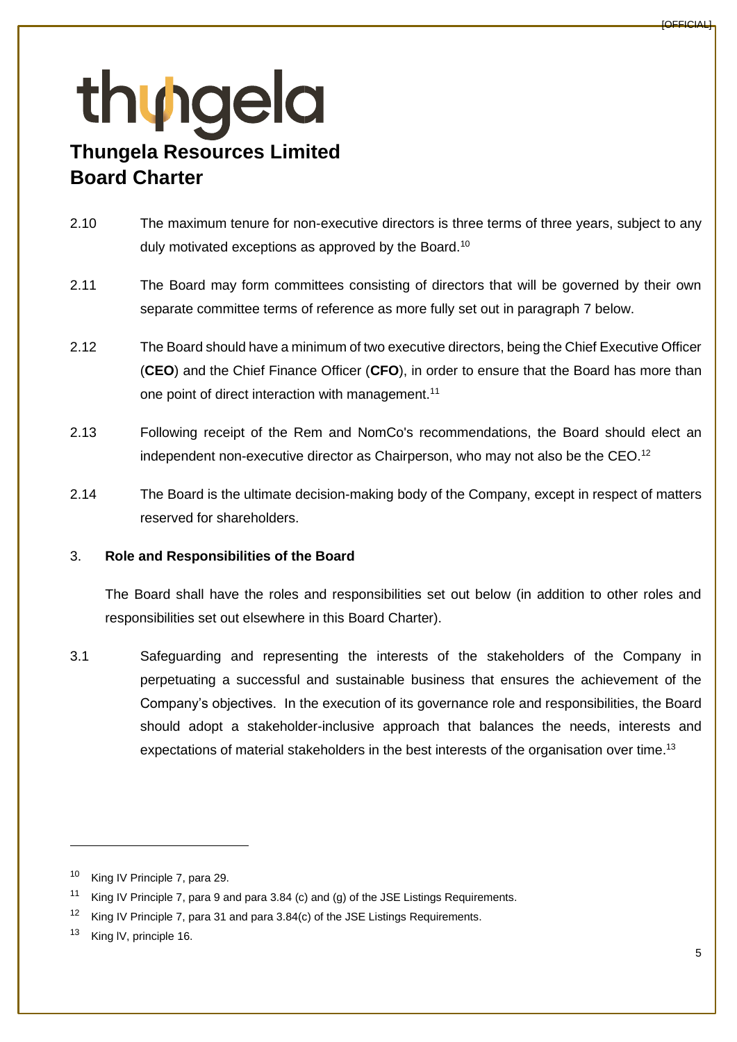2.10 The maximum tenure for non-executive directors is three terms of three years, subject to any duly motivated exceptions as approved by the Board.[10]

2.11 The Board may form committees consisting of directors that will be governed by their own separate committee terms of reference as more fully set out in paragraph 7 below.

2.12 The Board should have a minimum of two executive directors, being the Chief Executive Officer (**CEO**) and the Chief Finance Officer (**CFO**), in order to ensure that the Board has more than one point of direct interaction with management.[11]

2.13 Following receipt of the Rem and NomCo's recommendations, the Board should elect an independent non-executive director as Chairperson, who may not also be the CEO.[12]

2.14 The Board is the ultimate decision-making body of the Company, except in respect of matters reserved for shareholders.

3. **Role and Responsibilities of the Board**

The Board shall have the roles and responsibilities set out below (in addition to other roles and responsibilities set out elsewhere in this Board Charter).

3.1 Safeguarding and representing the interests of the stakeholders of the Company in perpetuating a successful and sustainable business that ensures the achievement of the Company's objectives. In the execution of its governance role and responsibilities, the Board should adopt a stakeholder-inclusive approach that balances the needs, interests and expectations of material stakeholders in the best interests of the organisation over time.[13]

---

[10] King IV Principle 7, para 29.

[11] King IV Principle 7, para 9 and para 3.84 (c) and (g) of the JSE Listings Requirements.

[12] King IV Principle 7, para 31 and para 3.84(c) of the JSE Listings Requirements.

[13] King lV, principle 16.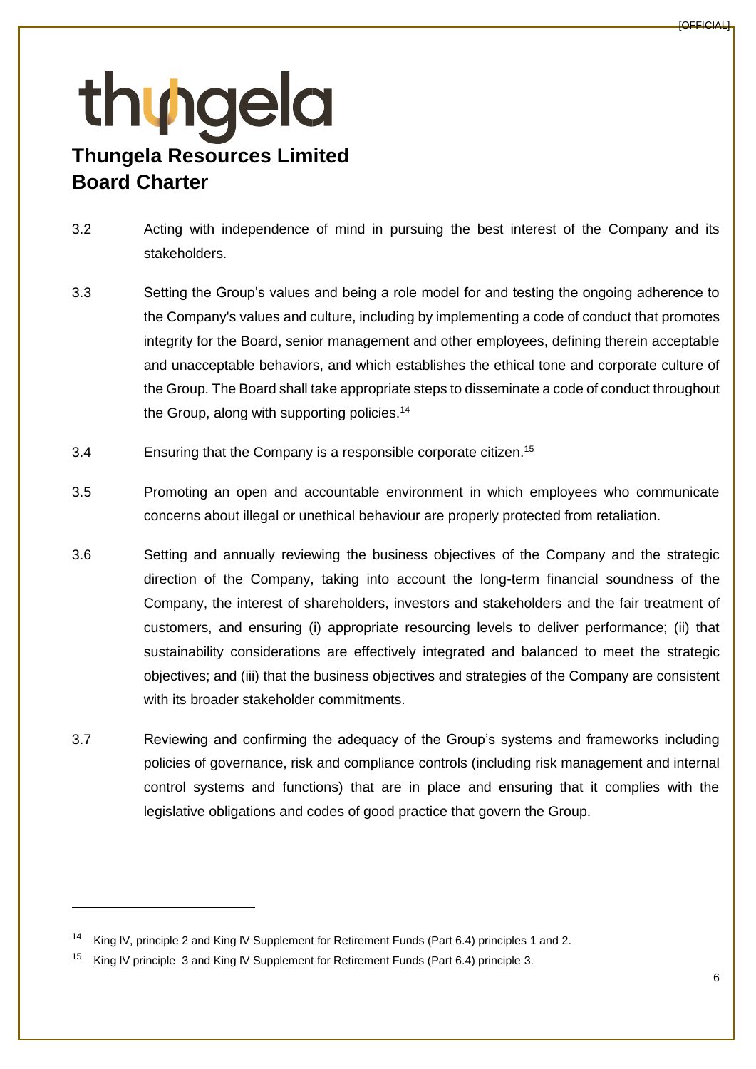3.2 Acting with independence of mind in pursuing the best interest of the Company and its stakeholders.

3.3 Setting the Group's values and being a role model for and testing the ongoing adherence to the Company's values and culture, including by implementing a code of conduct that promotes integrity for the Board, senior management and other employees, defining therein acceptable and unacceptable behaviors, and which establishes the ethical tone and corporate culture of the Group. The Board shall take appropriate steps to disseminate a code of conduct throughout the Group, along with supporting policies.[14]

3.4 Ensuring that the Company is a responsible corporate citizen.[15]

3.5 Promoting an open and accountable environment in which employees who communicate concerns about illegal or unethical behaviour are properly protected from retaliation.

3.6 Setting and annually reviewing the business objectives of the Company and the strategic direction of the Company, taking into account the long-term financial soundness of the Company, the interest of shareholders, investors and stakeholders and the fair treatment of customers, and ensuring (i) appropriate resourcing levels to deliver performance; (ii) that sustainability considerations are effectively integrated and balanced to meet the strategic objectives; and (iii) that the business objectives and strategies of the Company are consistent with its broader stakeholder commitments.

3.7 Reviewing and confirming the adequacy of the Group's systems and frameworks including policies of governance, risk and compliance controls (including risk management and internal control systems and functions) that are in place and ensuring that it complies with the legislative obligations and codes of good practice that govern the Group.

---

[14] King IV, principle 2 and King IV Supplement for Retirement Funds (Part 6.4) principles 1 and 2.

[15] King IV principle 3 and King IV Supplement for Retirement Funds (Part 6.4) principle 3.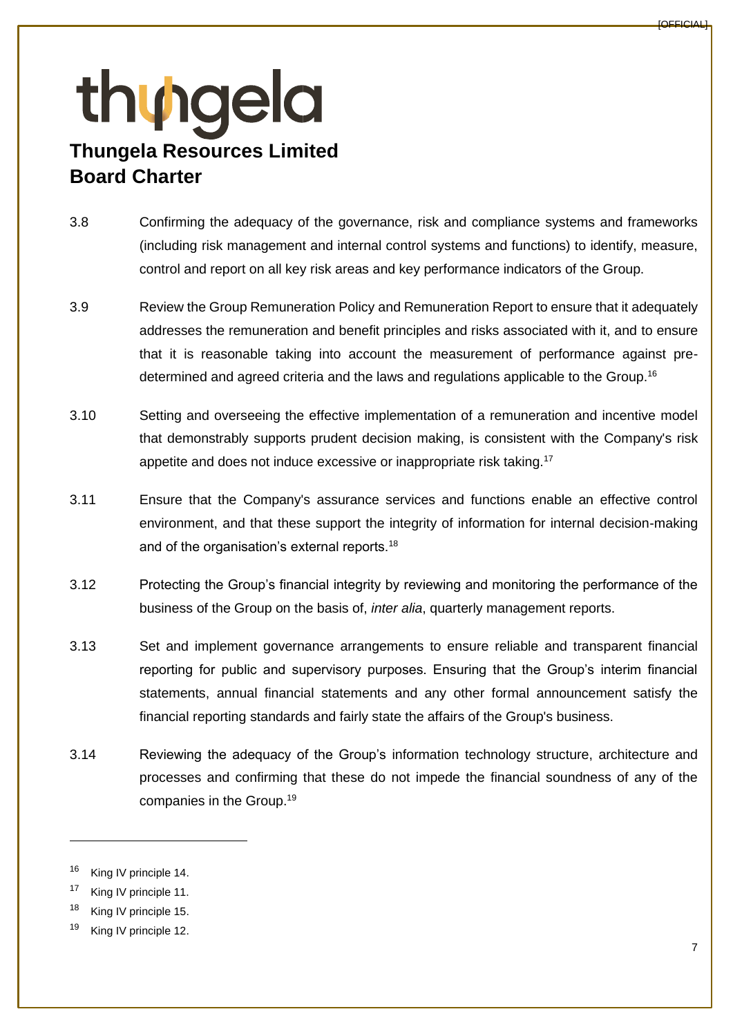3.8 Confirming the adequacy of the governance, risk and compliance systems and frameworks (including risk management and internal control systems and functions) to identify, measure, control and report on all key risk areas and key performance indicators of the Group.

3.9 Review the Group Remuneration Policy and Remuneration Report to ensure that it adequately addresses the remuneration and benefit principles and risks associated with it, and to ensure that it is reasonable taking into account the measurement of performance against pre-determined and agreed criteria and the laws and regulations applicable to the Group.[16]

3.10 Setting and overseeing the effective implementation of a remuneration and incentive model that demonstrably supports prudent decision making, is consistent with the Company's risk appetite and does not induce excessive or inappropriate risk taking.[17]

3.11 Ensure that the Company's assurance services and functions enable an effective control environment, and that these support the integrity of information for internal decision-making and of the organisation's external reports.[18]

3.12 Protecting the Group's financial integrity by reviewing and monitoring the performance of the business of the Group on the basis of, *inter alia*, quarterly management reports.

3.13 Set and implement governance arrangements to ensure reliable and transparent financial reporting for public and supervisory purposes. Ensuring that the Group's interim financial statements, annual financial statements and any other formal announcement satisfy the financial reporting standards and fairly state the affairs of the Group's business.

3.14 Reviewing the adequacy of the Group's information technology structure, architecture and processes and confirming that these do not impede the financial soundness of any of the companies in the Group.[19]

---

[16] King IV principle 14.

[17] King IV principle 11.

[18] King IV principle 15.

[19] King IV principle 12.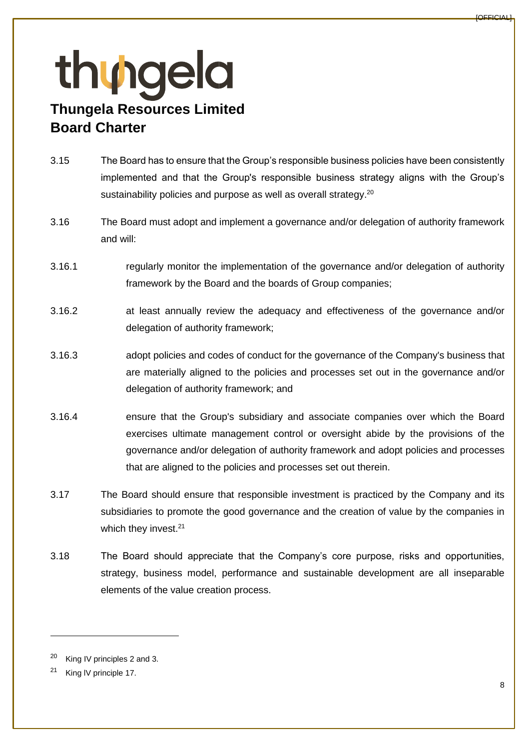3.15 The Board has to ensure that the Group's responsible business policies have been consistently implemented and that the Group's responsible business strategy aligns with the Group's sustainability policies and purpose as well as overall strategy.[20]

3.16 The Board must adopt and implement a governance and/or delegation of authority framework and will:

3.16.1 regularly monitor the implementation of the governance and/or delegation of authority framework by the Board and the boards of Group companies;

3.16.2 at least annually review the adequacy and effectiveness of the governance and/or delegation of authority framework;

3.16.3 adopt policies and codes of conduct for the governance of the Company's business that are materially aligned to the policies and processes set out in the governance and/or delegation of authority framework; and

3.16.4 ensure that the Group's subsidiary and associate companies over which the Board exercises ultimate management control or oversight abide by the provisions of the governance and/or delegation of authority framework and adopt policies and processes that are aligned to the policies and processes set out therein.

3.17 The Board should ensure that responsible investment is practiced by the Company and its subsidiaries to promote the good governance and the creation of value by the companies in which they invest.[21]

3.18 The Board should appreciate that the Company's core purpose, risks and opportunities, strategy, business model, performance and sustainable development are all inseparable elements of the value creation process.

---

[20] King IV principles 2 and 3.

[21] King lV principle 17.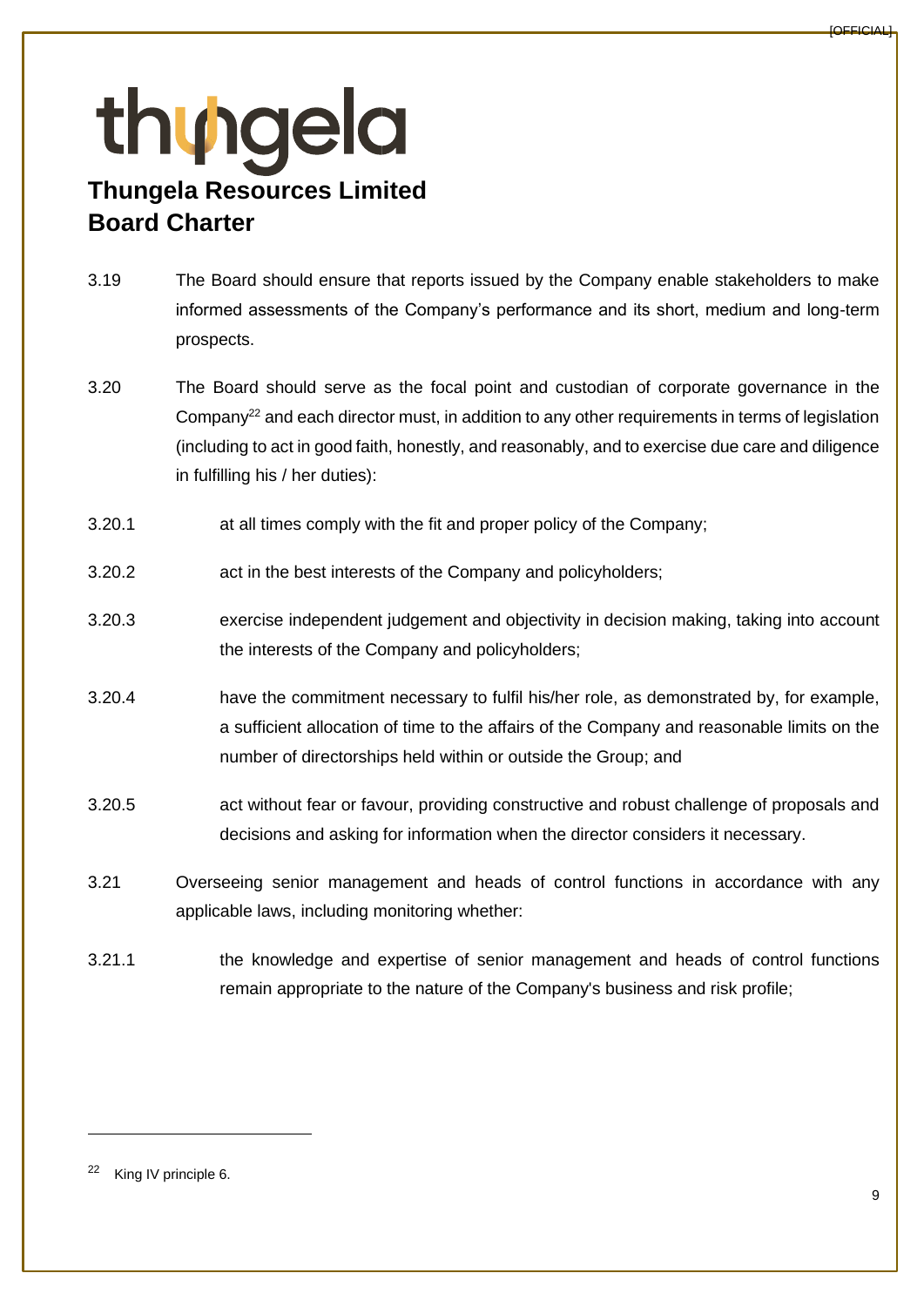3.19 The Board should ensure that reports issued by the Company enable stakeholders to make informed assessments of the Company's performance and its short, medium and long-term prospects.

3.20 The Board should serve as the focal point and custodian of corporate governance in the Company[22] and each director must, in addition to any other requirements in terms of legislation (including to act in good faith, honestly, and reasonably, and to exercise due care and diligence in fulfilling his / her duties):

3.20.1 at all times comply with the fit and proper policy of the Company;

3.20.2 act in the best interests of the Company and policyholders;

3.20.3 exercise independent judgement and objectivity in decision making, taking into account the interests of the Company and policyholders;

3.20.4 have the commitment necessary to fulfil his/her role, as demonstrated by, for example, a sufficient allocation of time to the affairs of the Company and reasonable limits on the number of directorships held within or outside the Group; and

3.20.5 act without fear or favour, providing constructive and robust challenge of proposals and decisions and asking for information when the director considers it necessary.

3.21 Overseeing senior management and heads of control functions in accordance with any applicable laws, including monitoring whether:

3.21.1 the knowledge and expertise of senior management and heads of control functions remain appropriate to the nature of the Company's business and risk profile;

---

[22] King IV principle 6.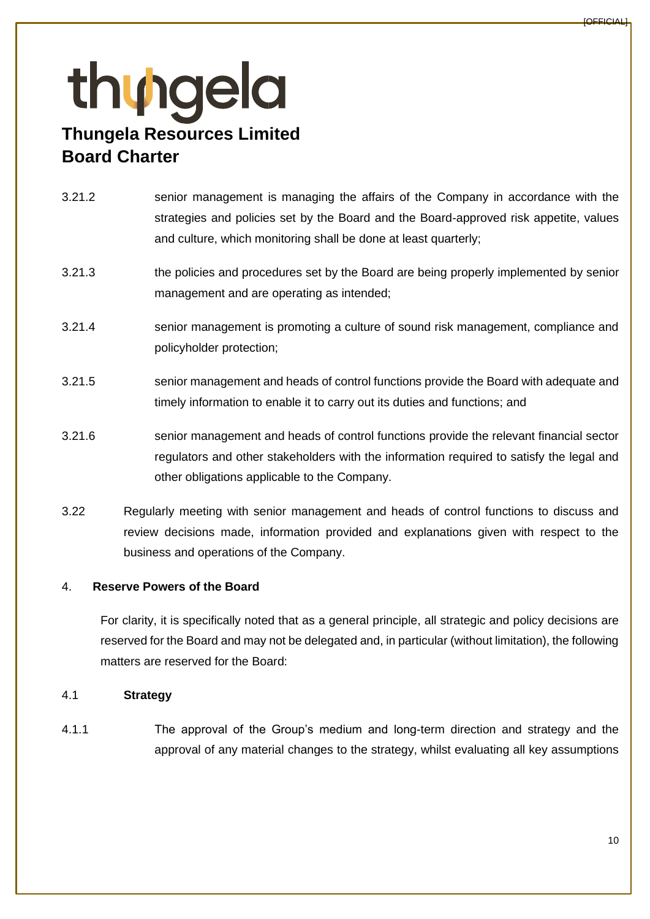3.21.2 senior management is managing the affairs of the Company in accordance with the strategies and policies set by the Board and the Board-approved risk appetite, values and culture, which monitoring shall be done at least quarterly;

3.21.3 the policies and procedures set by the Board are being properly implemented by senior management and are operating as intended;

3.21.4 senior management is promoting a culture of sound risk management, compliance and policyholder protection;

3.21.5 senior management and heads of control functions provide the Board with adequate and timely information to enable it to carry out its duties and functions; and

3.21.6 senior management and heads of control functions provide the relevant financial sector regulators and other stakeholders with the information required to satisfy the legal and other obligations applicable to the Company.

3.22 Regularly meeting with senior management and heads of control functions to discuss and review decisions made, information provided and explanations given with respect to the business and operations of the Company.

## 4. Reserve Powers of the Board

For clarity, it is specifically noted that as a general principle, all strategic and policy decisions are reserved for the Board and may not be delegated and, in particular (without limitation), the following matters are reserved for the Board:

### 4.1 Strategy

4.1.1 The approval of the Group's medium and long-term direction and strategy and the approval of any material changes to the strategy, whilst evaluating all key assumptions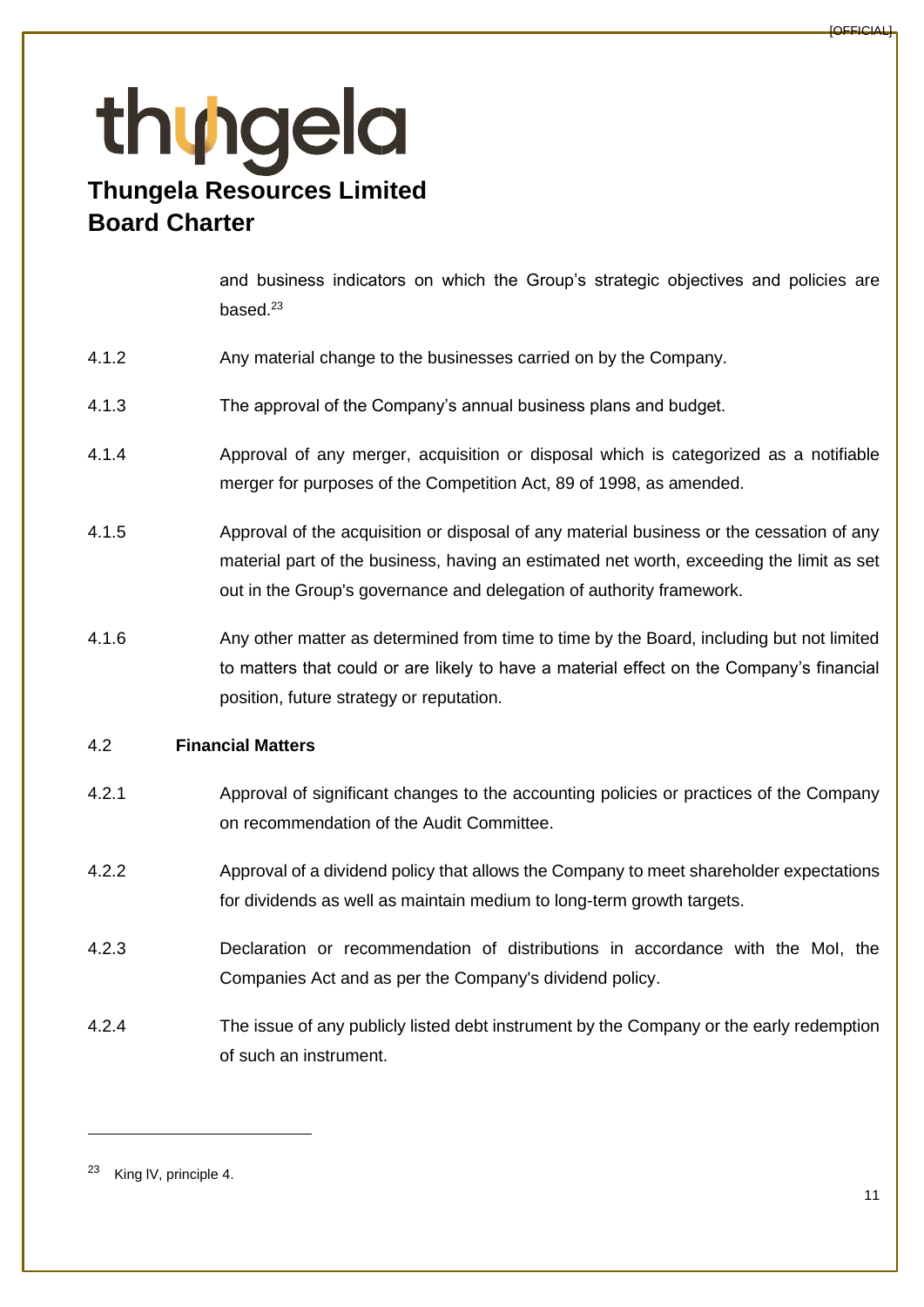and business indicators on which the Group's strategic objectives and policies are based.[23]

4.1.2 Any material change to the businesses carried on by the Company.

4.1.3 The approval of the Company's annual business plans and budget.

4.1.4 Approval of any merger, acquisition or disposal which is categorized as a notifiable merger for purposes of the Competition Act, 89 of 1998, as amended.

4.1.5 Approval of the acquisition or disposal of any material business or the cessation of any material part of the business, having an estimated net worth, exceeding the limit as set out in the Group's governance and delegation of authority framework.

4.1.6 Any other matter as determined from time to time by the Board, including but not limited to matters that could or are likely to have a material effect on the Company's financial position, future strategy or reputation.

4.2 **Financial Matters**

4.2.1 Approval of significant changes to the accounting policies or practices of the Company on recommendation of the Audit Committee.

4.2.2 Approval of a dividend policy that allows the Company to meet shareholder expectations for dividends as well as maintain medium to long-term growth targets.

4.2.3 Declaration or recommendation of distributions in accordance with the MoI, the Companies Act and as per the Company's dividend policy.

4.2.4 The issue of any publicly listed debt instrument by the Company or the early redemption of such an instrument.

---

[23] King IV, principle 4.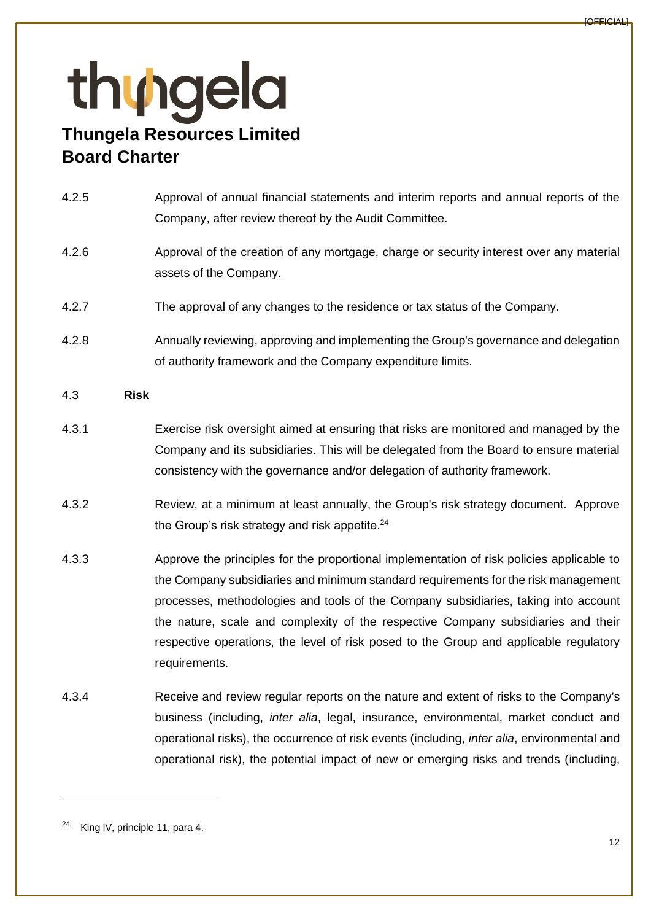4.2.5 Approval of annual financial statements and interim reports and annual reports of the Company, after review thereof by the Audit Committee.

4.2.6 Approval of the creation of any mortgage, charge or security interest over any material assets of the Company.

4.2.7 The approval of any changes to the residence or tax status of the Company.

4.2.8 Annually reviewing, approving and implementing the Group's governance and delegation of authority framework and the Company expenditure limits.

4.3 **Risk**

4.3.1 Exercise risk oversight aimed at ensuring that risks are monitored and managed by the Company and its subsidiaries. This will be delegated from the Board to ensure material consistency with the governance and/or delegation of authority framework.

4.3.2 Review, at a minimum at least annually, the Group's risk strategy document. Approve the Group's risk strategy and risk appetite.[24]

4.3.3 Approve the principles for the proportional implementation of risk policies applicable to the Company subsidiaries and minimum standard requirements for the risk management processes, methodologies and tools of the Company subsidiaries, taking into account the nature, scale and complexity of the respective Company subsidiaries and their respective operations, the level of risk posed to the Group and applicable regulatory requirements.

4.3.4 Receive and review regular reports on the nature and extent of risks to the Company's business (including, *inter alia*, legal, insurance, environmental, market conduct and operational risks), the occurrence of risk events (including, *inter alia*, environmental and operational risk), the potential impact of new or emerging risks and trends (including,

---

[24] King IV, principle 11, para 4.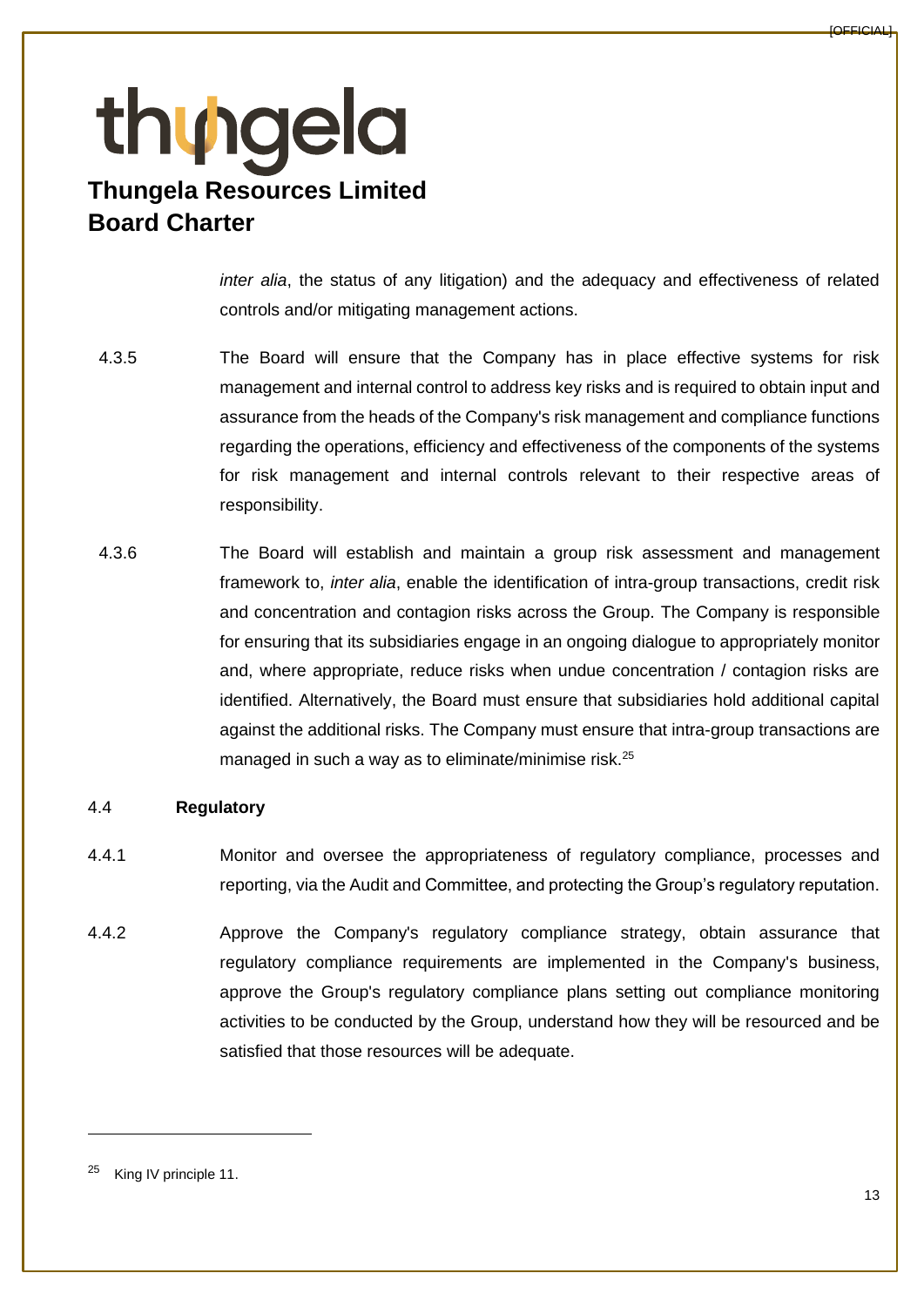*inter alia*, the status of any litigation) and the adequacy and effectiveness of related controls and/or mitigating management actions.

4.3.5 The Board will ensure that the Company has in place effective systems for risk management and internal control to address key risks and is required to obtain input and assurance from the heads of the Company's risk management and compliance functions regarding the operations, efficiency and effectiveness of the components of the systems for risk management and internal controls relevant to their respective areas of responsibility.

4.3.6 The Board will establish and maintain a group risk assessment and management framework to, *inter alia*, enable the identification of intra-group transactions, credit risk and concentration and contagion risks across the Group. The Company is responsible for ensuring that its subsidiaries engage in an ongoing dialogue to appropriately monitor and, where appropriate, reduce risks when undue concentration / contagion risks are identified. Alternatively, the Board must ensure that subsidiaries hold additional capital against the additional risks. The Company must ensure that intra-group transactions are managed in such a way as to eliminate/minimise risk.[25]

4.4 **Regulatory**

4.4.1 Monitor and oversee the appropriateness of regulatory compliance, processes and reporting, via the Audit and Committee, and protecting the Group's regulatory reputation.

4.4.2 Approve the Company's regulatory compliance strategy, obtain assurance that regulatory compliance requirements are implemented in the Company's business, approve the Group's regulatory compliance plans setting out compliance monitoring activities to be conducted by the Group, understand how they will be resourced and be satisfied that those resources will be adequate.

---

[25] King IV principle 11.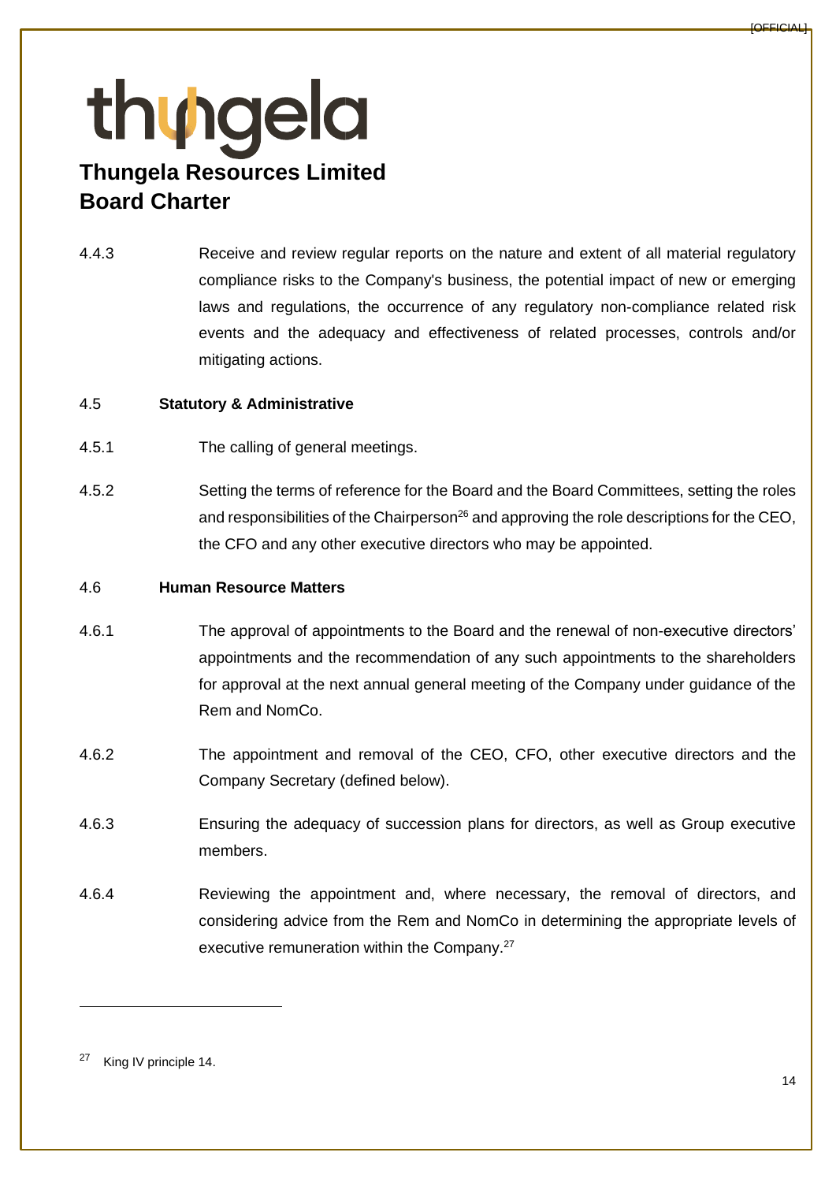4.4.3 Receive and review regular reports on the nature and extent of all material regulatory compliance risks to the Company's business, the potential impact of new or emerging laws and regulations, the occurrence of any regulatory non-compliance related risk events and the adequacy and effectiveness of related processes, controls and/or mitigating actions.

4.5 **Statutory & Administrative**

4.5.1 The calling of general meetings.

4.5.2 Setting the terms of reference for the Board and the Board Committees, setting the roles and responsibilities of the Chairperson[26] and approving the role descriptions for the CEO, the CFO and any other executive directors who may be appointed.

4.6 **Human Resource Matters**

4.6.1 The approval of appointments to the Board and the renewal of non-executive directors' appointments and the recommendation of any such appointments to the shareholders for approval at the next annual general meeting of the Company under guidance of the Rem and NomCo.

4.6.2 The appointment and removal of the CEO, CFO, other executive directors and the Company Secretary (defined below).

4.6.3 Ensuring the adequacy of succession plans for directors, as well as Group executive members.

4.6.4 Reviewing the appointment and, where necessary, the removal of directors, and considering advice from the Rem and NomCo in determining the appropriate levels of executive remuneration within the Company.[27]

---

[27] King IV principle 14.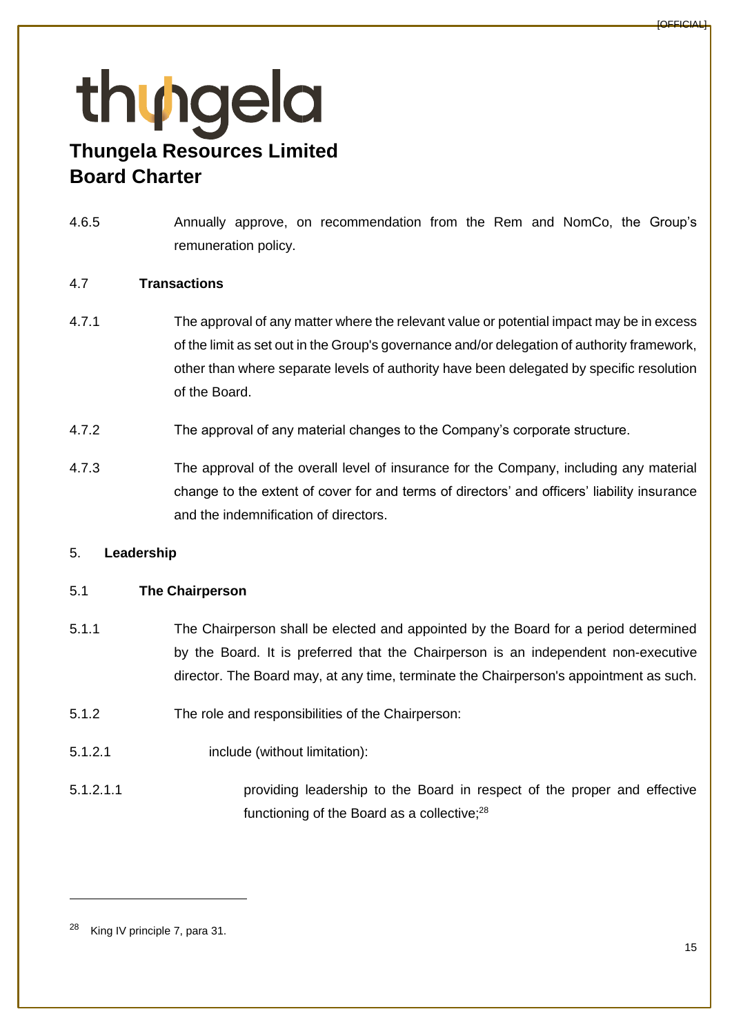4.6.5 Annually approve, on recommendation from the Rem and NomCo, the Group's remuneration policy.

4.7 **Transactions**

4.7.1 The approval of any matter where the relevant value or potential impact may be in excess of the limit as set out in the Group's governance and/or delegation of authority framework, other than where separate levels of authority have been delegated by specific resolution of the Board.

4.7.2 The approval of any material changes to the Company's corporate structure.

4.7.3 The approval of the overall level of insurance for the Company, including any material change to the extent of cover for and terms of directors' and officers' liability insurance and the indemnification of directors.

## 5. Leadership

### 5.1 The Chairperson

5.1.1 The Chairperson shall be elected and appointed by the Board for a period determined by the Board. It is preferred that the Chairperson is an independent non-executive director. The Board may, at any time, terminate the Chairperson's appointment as such.

5.1.2 The role and responsibilities of the Chairperson:

5.1.2.1 include (without limitation):

5.1.2.1.1 providing leadership to the Board in respect of the proper and effective functioning of the Board as a collective;[28]

---

[28] King IV principle 7, para 31.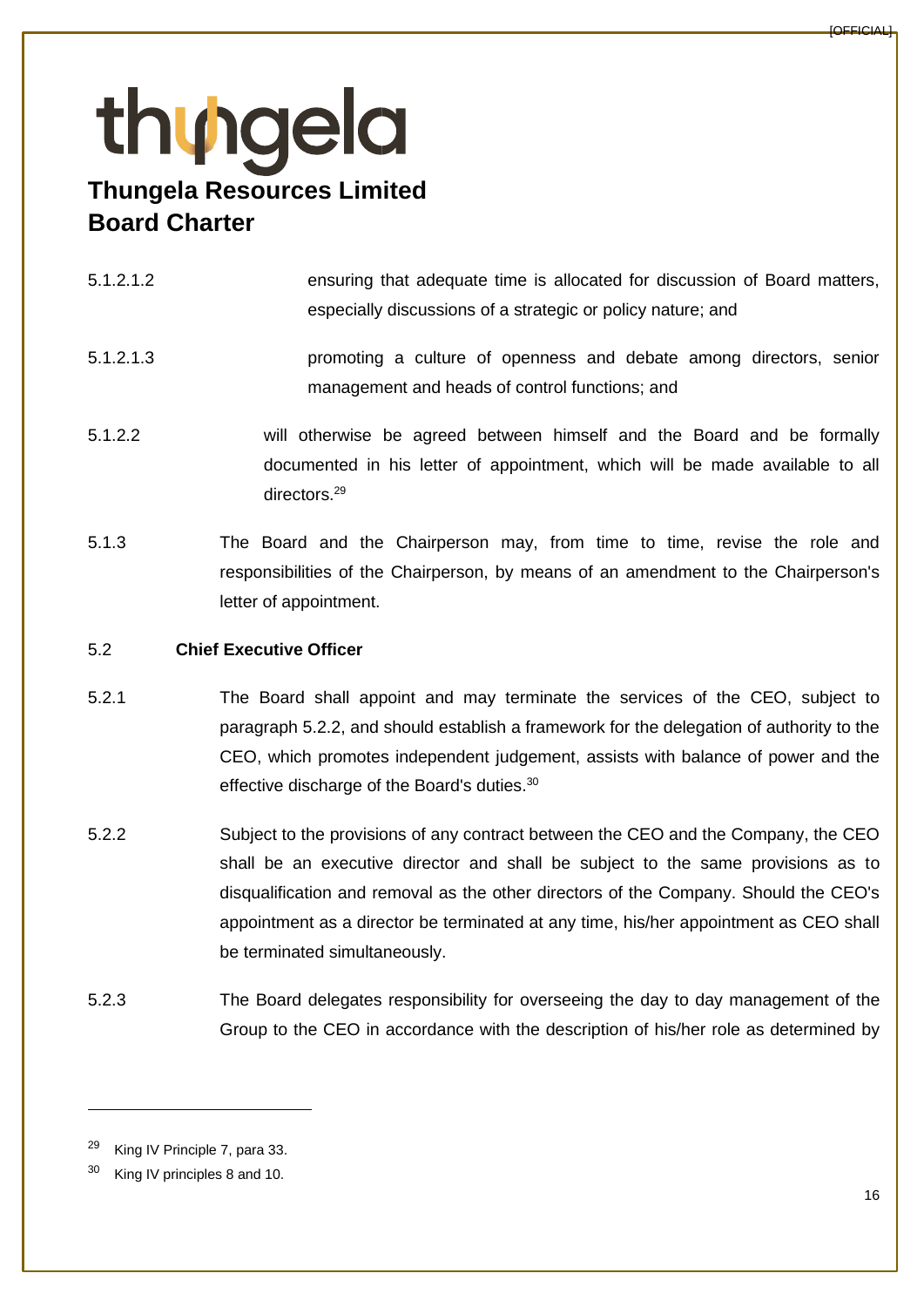5.1.2.1.2 ensuring that adequate time is allocated for discussion of Board matters, especially discussions of a strategic or policy nature; and

5.1.2.1.3 promoting a culture of openness and debate among directors, senior management and heads of control functions; and

5.1.2.2 will otherwise be agreed between himself and the Board and be formally documented in his letter of appointment, which will be made available to all directors.[29]

5.1.3 The Board and the Chairperson may, from time to time, revise the role and responsibilities of the Chairperson, by means of an amendment to the Chairperson's letter of appointment.

5.2 **Chief Executive Officer**

5.2.1 The Board shall appoint and may terminate the services of the CEO, subject to paragraph 5.2.2, and should establish a framework for the delegation of authority to the CEO, which promotes independent judgement, assists with balance of power and the effective discharge of the Board's duties.[30]

5.2.2 Subject to the provisions of any contract between the CEO and the Company, the CEO shall be an executive director and shall be subject to the same provisions as to disqualification and removal as the other directors of the Company. Should the CEO's appointment as a director be terminated at any time, his/her appointment as CEO shall be terminated simultaneously.

5.2.3 The Board delegates responsibility for overseeing the day to day management of the Group to the CEO in accordance with the description of his/her role as determined by

---

[29] King IV Principle 7, para 33.

[30] King IV principles 8 and 10.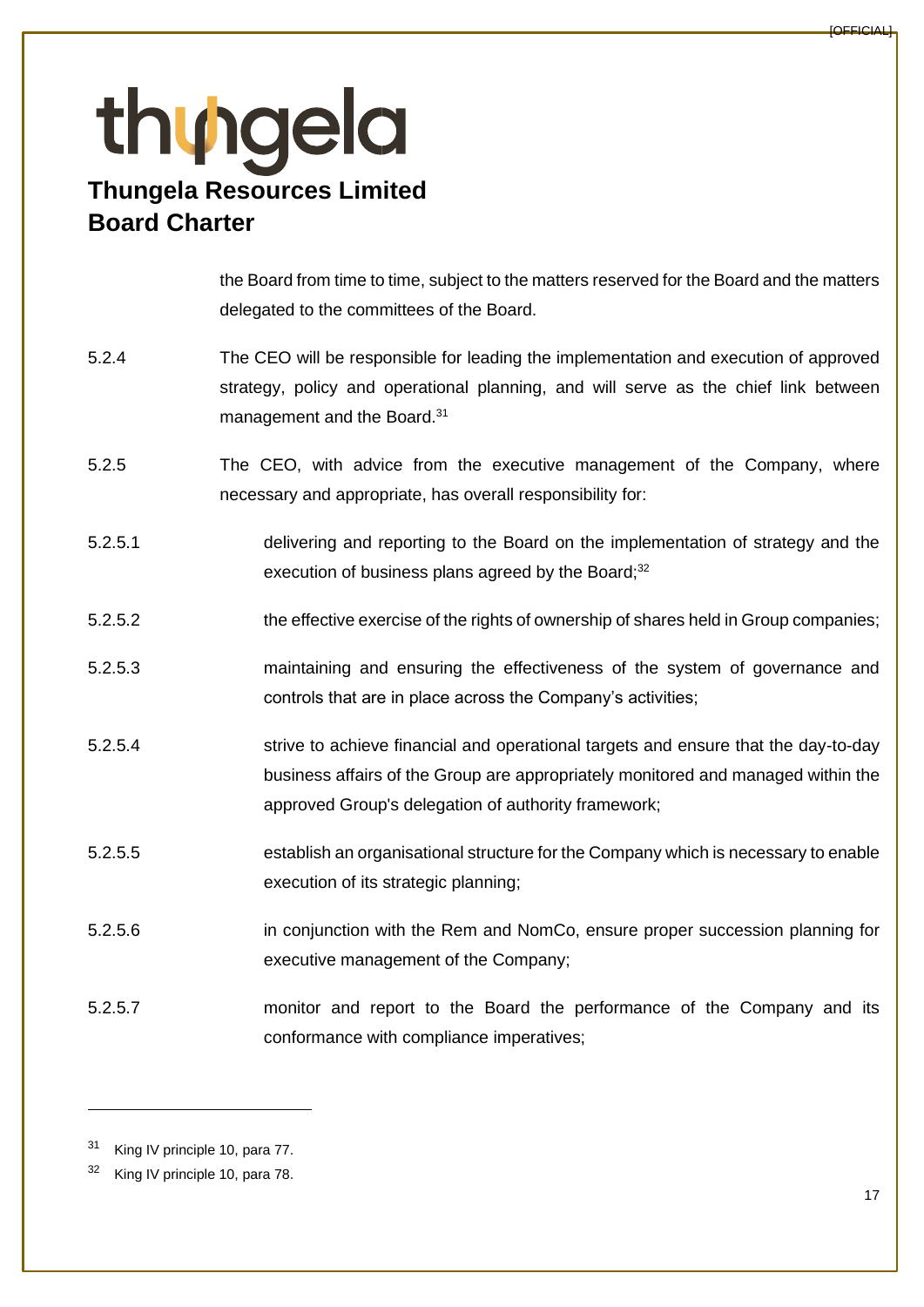the Board from time to time, subject to the matters reserved for the Board and the matters delegated to the committees of the Board.

5.2.4 The CEO will be responsible for leading the implementation and execution of approved strategy, policy and operational planning, and will serve as the chief link between management and the Board.[31]

5.2.5 The CEO, with advice from the executive management of the Company, where necessary and appropriate, has overall responsibility for:

5.2.5.1 delivering and reporting to the Board on the implementation of strategy and the execution of business plans agreed by the Board;[32]

5.2.5.2 the effective exercise of the rights of ownership of shares held in Group companies;

5.2.5.3 maintaining and ensuring the effectiveness of the system of governance and controls that are in place across the Company's activities;

5.2.5.4 strive to achieve financial and operational targets and ensure that the day-to-day business affairs of the Group are appropriately monitored and managed within the approved Group's delegation of authority framework;

5.2.5.5 establish an organisational structure for the Company which is necessary to enable execution of its strategic planning;

5.2.5.6 in conjunction with the Rem and NomCo, ensure proper succession planning for executive management of the Company;

5.2.5.7 monitor and report to the Board the performance of the Company and its conformance with compliance imperatives;

---

[31] King IV principle 10, para 77.

[32] King IV principle 10, para 78.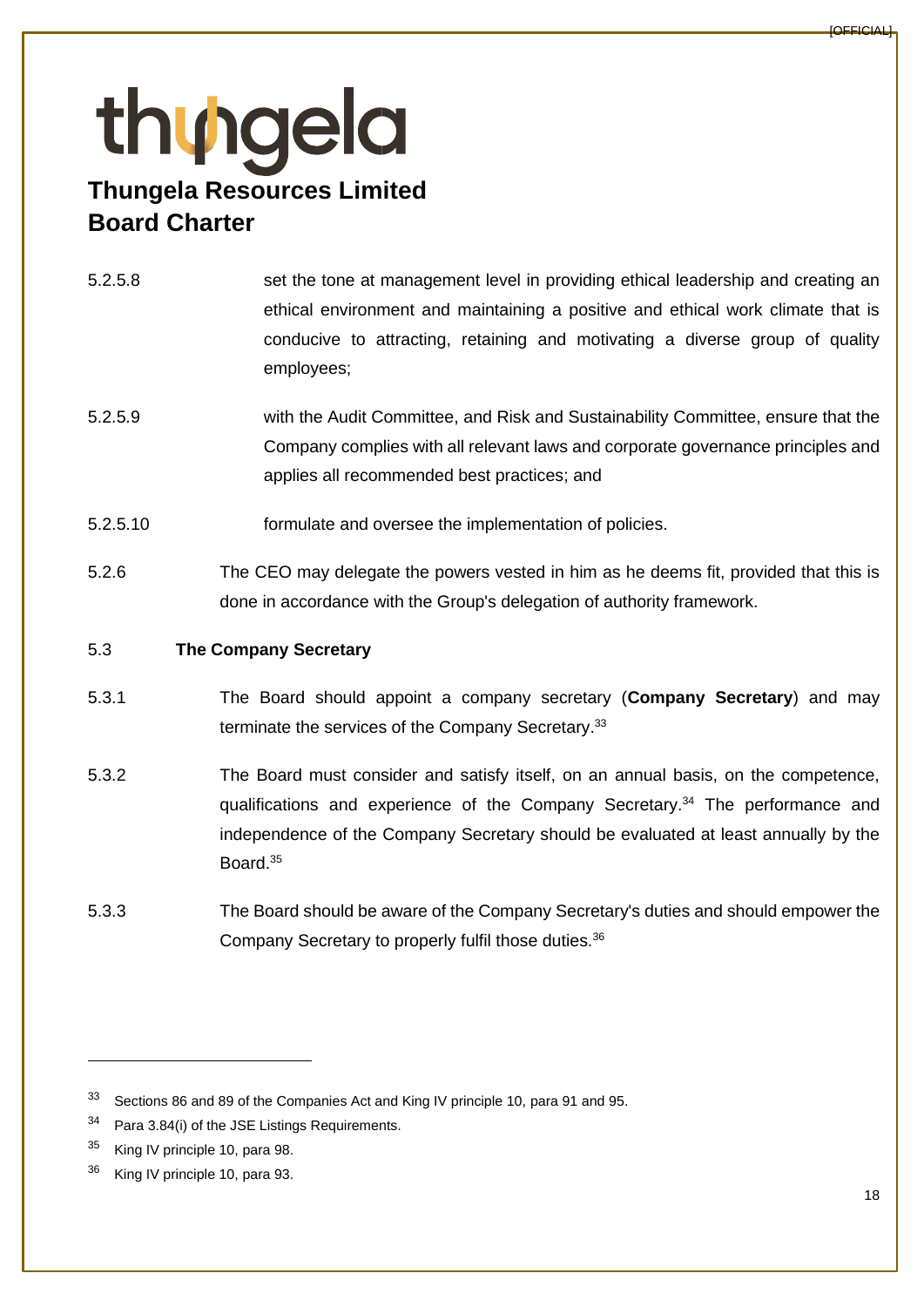5.2.5.8 set the tone at management level in providing ethical leadership and creating an ethical environment and maintaining a positive and ethical work climate that is conducive to attracting, retaining and motivating a diverse group of quality employees;

5.2.5.9 with the Audit Committee, and Risk and Sustainability Committee, ensure that the Company complies with all relevant laws and corporate governance principles and applies all recommended best practices; and

5.2.5.10 formulate and oversee the implementation of policies.

5.2.6 The CEO may delegate the powers vested in him as he deems fit, provided that this is done in accordance with the Group's delegation of authority framework.

5.3 **The Company Secretary**

5.3.1 The Board should appoint a company secretary (**Company Secretary**) and may terminate the services of the Company Secretary.[33]

5.3.2 The Board must consider and satisfy itself, on an annual basis, on the competence, qualifications and experience of the Company Secretary.[34] The performance and independence of the Company Secretary should be evaluated at least annually by the Board.[35]

5.3.3 The Board should be aware of the Company Secretary's duties and should empower the Company Secretary to properly fulfil those duties.[36]

---

[33] Sections 86 and 89 of the Companies Act and King IV principle 10, para 91 and 95.

[34] Para 3.84(i) of the JSE Listings Requirements.

[35] King IV principle 10, para 98.

[36] King IV principle 10, para 93.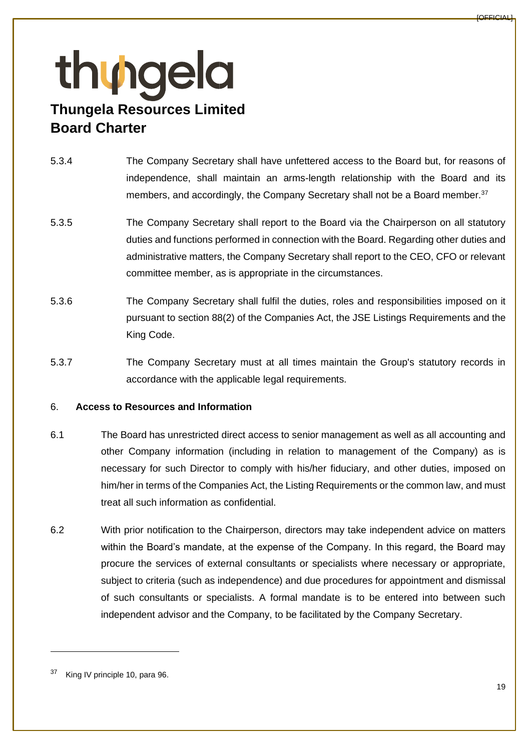5.3.4 The Company Secretary shall have unfettered access to the Board but, for reasons of independence, shall maintain an arms-length relationship with the Board and its members, and accordingly, the Company Secretary shall not be a Board member.[37]

5.3.5 The Company Secretary shall report to the Board via the Chairperson on all statutory duties and functions performed in connection with the Board. Regarding other duties and administrative matters, the Company Secretary shall report to the CEO, CFO or relevant committee member, as is appropriate in the circumstances.

5.3.6 The Company Secretary shall fulfil the duties, roles and responsibilities imposed on it pursuant to section 88(2) of the Companies Act, the JSE Listings Requirements and the King Code.

5.3.7 The Company Secretary must at all times maintain the Group's statutory records in accordance with the applicable legal requirements.

6. **Access to Resources and Information**

6.1 The Board has unrestricted direct access to senior management as well as all accounting and other Company information (including in relation to management of the Company) as is necessary for such Director to comply with his/her fiduciary, and other duties, imposed on him/her in terms of the Companies Act, the Listing Requirements or the common law, and must treat all such information as confidential.

6.2 With prior notification to the Chairperson, directors may take independent advice on matters within the Board's mandate, at the expense of the Company. In this regard, the Board may procure the services of external consultants or specialists where necessary or appropriate, subject to criteria (such as independence) and due procedures for appointment and dismissal of such consultants or specialists. A formal mandate is to be entered into between such independent advisor and the Company, to be facilitated by the Company Secretary.

---

[37] King IV principle 10, para 96.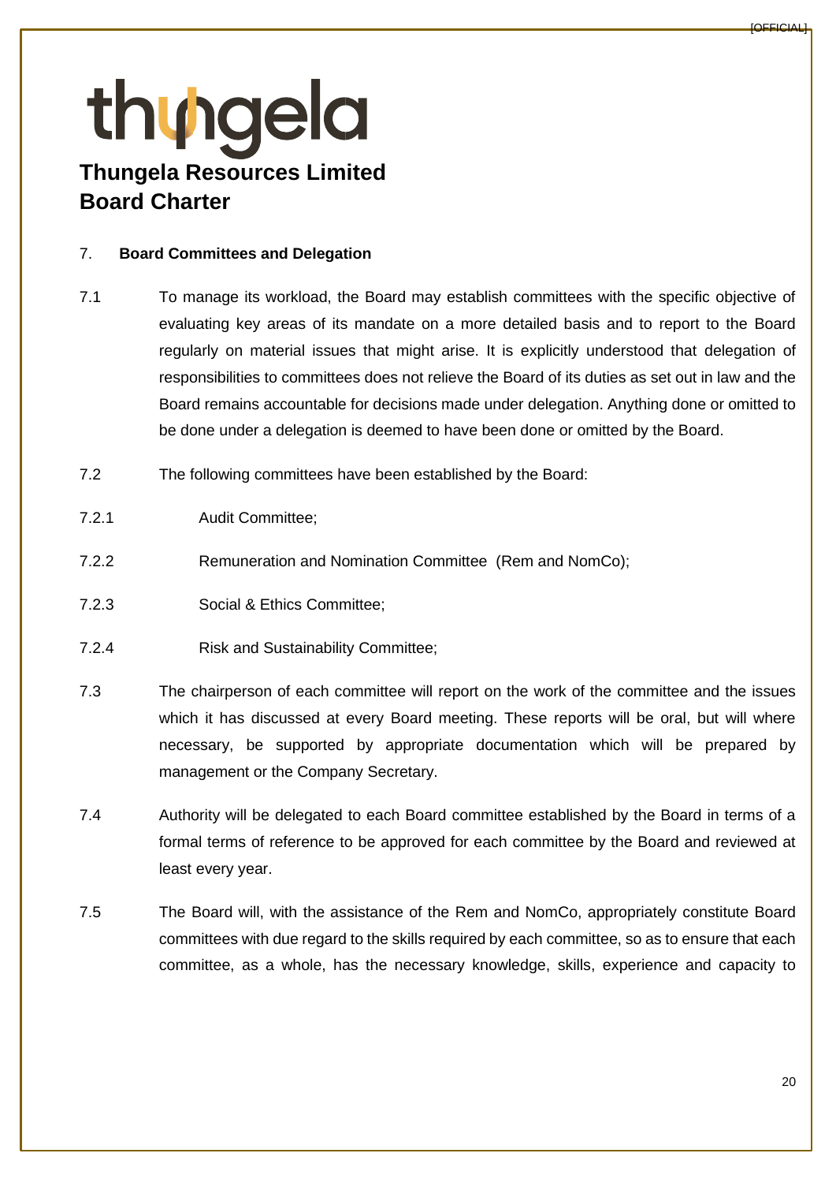## 7. Board Committees and Delegation

7.1 To manage its workload, the Board may establish committees with the specific objective of evaluating key areas of its mandate on a more detailed basis and to report to the Board regularly on material issues that might arise. It is explicitly understood that delegation of responsibilities to committees does not relieve the Board of its duties as set out in law and the Board remains accountable for decisions made under delegation. Anything done or omitted to be done under a delegation is deemed to have been done or omitted by the Board.

7.2 The following committees have been established by the Board:

7.2.1 Audit Committee;

7.2.2 Remuneration and Nomination Committee (Rem and NomCo);

7.2.3 Social & Ethics Committee;

7.2.4 Risk and Sustainability Committee;

7.3 The chairperson of each committee will report on the work of the committee and the issues which it has discussed at every Board meeting. These reports will be oral, but will where necessary, be supported by appropriate documentation which will be prepared by management or the Company Secretary.

7.4 Authority will be delegated to each Board committee established by the Board in terms of a formal terms of reference to be approved for each committee by the Board and reviewed at least every year.

7.5 The Board will, with the assistance of the Rem and NomCo, appropriately constitute Board committees with due regard to the skills required by each committee, so as to ensure that each committee, as a whole, has the necessary knowledge, skills, experience and capacity to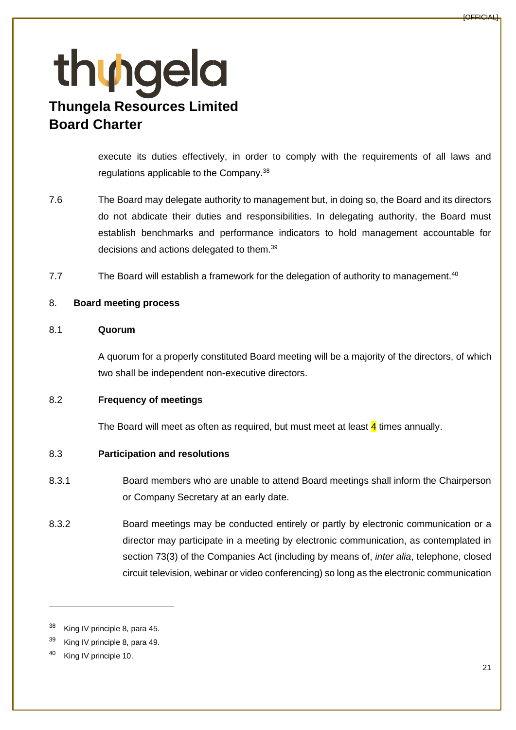execute its duties effectively, in order to comply with the requirements of all laws and regulations applicable to the Company.[38]

7.6 The Board may delegate authority to management but, in doing so, the Board and its directors do not abdicate their duties and responsibilities. In delegating authority, the Board must establish benchmarks and performance indicators to hold management accountable for decisions and actions delegated to them.[39]

7.7 The Board will establish a framework for the delegation of authority to management.[40]

## 8. Board meeting process

### 8.1 Quorum

A quorum for a properly constituted Board meeting will be a majority of the directors, of which two shall be independent non-executive directors.

### 8.2 Frequency of meetings

The Board will meet as often as required, but must meet at least 4 times annually.

### 8.3 Participation and resolutions

8.3.1 Board members who are unable to attend Board meetings shall inform the Chairperson or Company Secretary at an early date.

8.3.2 Board meetings may be conducted entirely or partly by electronic communication or a director may participate in a meeting by electronic communication, as contemplated in section 73(3) of the Companies Act (including by means of, *inter alia*, telephone, closed circuit television, webinar or video conferencing) so long as the electronic communication

---

[38] King IV principle 8, para 45.

[39] King IV principle 8, para 49.

[40] King IV principle 10.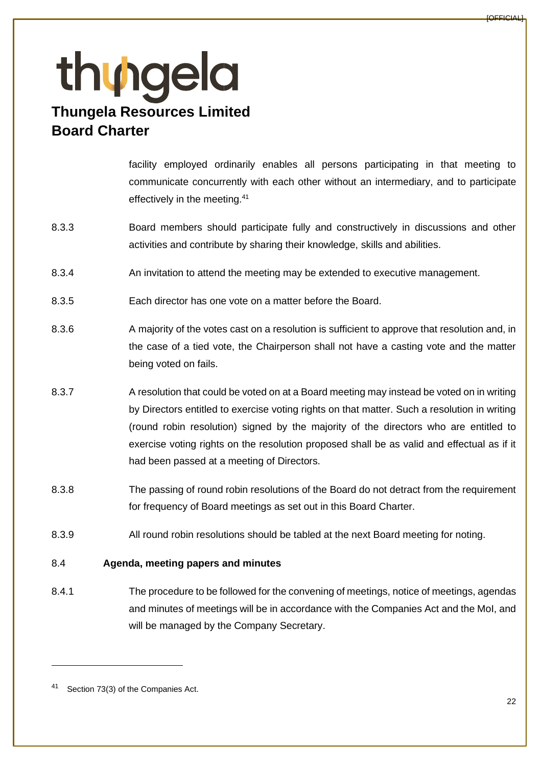facility employed ordinarily enables all persons participating in that meeting to communicate concurrently with each other without an intermediary, and to participate effectively in the meeting.[41]

8.3.3 Board members should participate fully and constructively in discussions and other activities and contribute by sharing their knowledge, skills and abilities.

8.3.4 An invitation to attend the meeting may be extended to executive management.

8.3.5 Each director has one vote on a matter before the Board.

8.3.6 A majority of the votes cast on a resolution is sufficient to approve that resolution and, in the case of a tied vote, the Chairperson shall not have a casting vote and the matter being voted on fails.

8.3.7 A resolution that could be voted on at a Board meeting may instead be voted on in writing by Directors entitled to exercise voting rights on that matter. Such a resolution in writing (round robin resolution) signed by the majority of the directors who are entitled to exercise voting rights on the resolution proposed shall be as valid and effectual as if it had been passed at a meeting of Directors.

8.3.8 The passing of round robin resolutions of the Board do not detract from the requirement for frequency of Board meetings as set out in this Board Charter.

8.3.9 All round robin resolutions should be tabled at the next Board meeting for noting.

**8.4 Agenda, meeting papers and minutes**

8.4.1 The procedure to be followed for the convening of meetings, notice of meetings, agendas and minutes of meetings will be in accordance with the Companies Act and the MoI, and will be managed by the Company Secretary.

---

[41] Section 73(3) of the Companies Act.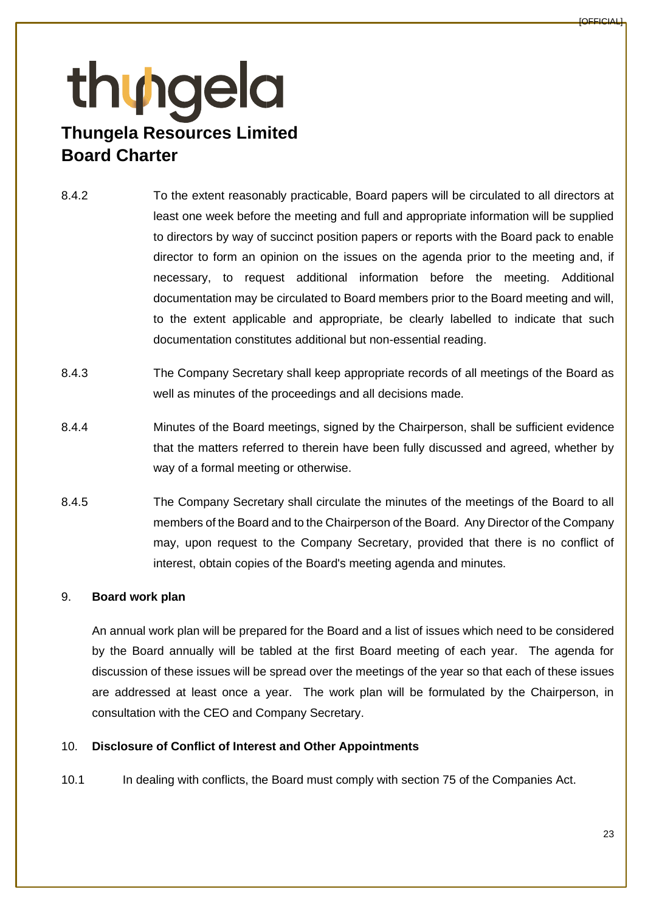8.4.2 To the extent reasonably practicable, Board papers will be circulated to all directors at least one week before the meeting and full and appropriate information will be supplied to directors by way of succinct position papers or reports with the Board pack to enable director to form an opinion on the issues on the agenda prior to the meeting and, if necessary, to request additional information before the meeting. Additional documentation may be circulated to Board members prior to the Board meeting and will, to the extent applicable and appropriate, be clearly labelled to indicate that such documentation constitutes additional but non-essential reading.

8.4.3 The Company Secretary shall keep appropriate records of all meetings of the Board as well as minutes of the proceedings and all decisions made.

8.4.4 Minutes of the Board meetings, signed by the Chairperson, shall be sufficient evidence that the matters referred to therein have been fully discussed and agreed, whether by way of a formal meeting or otherwise.

8.4.5 The Company Secretary shall circulate the minutes of the meetings of the Board to all members of the Board and to the Chairperson of the Board. Any Director of the Company may, upon request to the Company Secretary, provided that there is no conflict of interest, obtain copies of the Board's meeting agenda and minutes.

## 9. Board work plan

An annual work plan will be prepared for the Board and a list of issues which need to be considered by the Board annually will be tabled at the first Board meeting of each year. The agenda for discussion of these issues will be spread over the meetings of the year so that each of these issues are addressed at least once a year. The work plan will be formulated by the Chairperson, in consultation with the CEO and Company Secretary.

## 10. Disclosure of Conflict of Interest and Other Appointments

10.1 In dealing with conflicts, the Board must comply with section 75 of the Companies Act.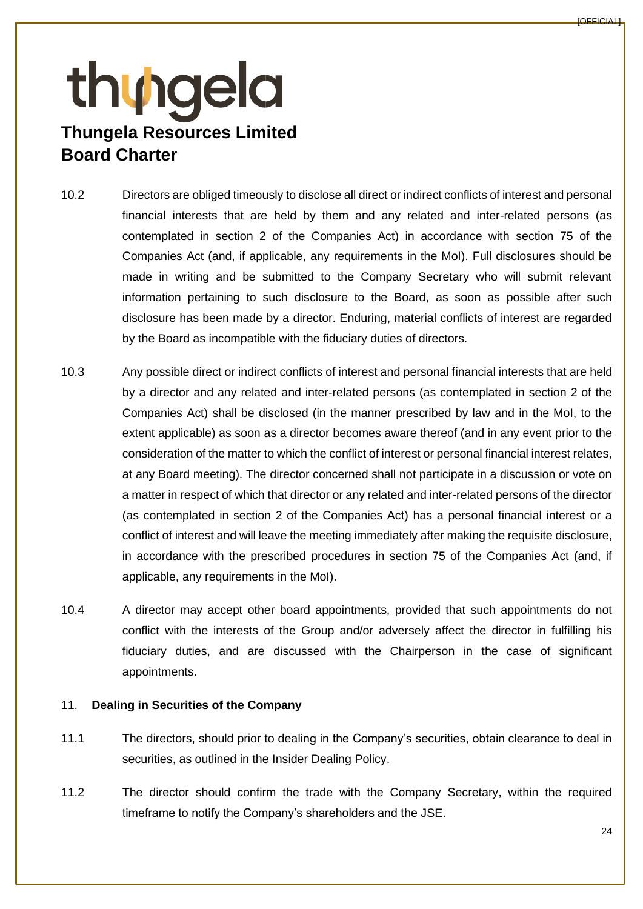10.2 Directors are obliged timeously to disclose all direct or indirect conflicts of interest and personal financial interests that are held by them and any related and inter-related persons (as contemplated in section 2 of the Companies Act) in accordance with section 75 of the Companies Act (and, if applicable, any requirements in the MoI). Full disclosures should be made in writing and be submitted to the Company Secretary who will submit relevant information pertaining to such disclosure to the Board, as soon as possible after such disclosure has been made by a director. Enduring, material conflicts of interest are regarded by the Board as incompatible with the fiduciary duties of directors.

10.3 Any possible direct or indirect conflicts of interest and personal financial interests that are held by a director and any related and inter-related persons (as contemplated in section 2 of the Companies Act) shall be disclosed (in the manner prescribed by law and in the MoI, to the extent applicable) as soon as a director becomes aware thereof (and in any event prior to the consideration of the matter to which the conflict of interest or personal financial interest relates, at any Board meeting). The director concerned shall not participate in a discussion or vote on a matter in respect of which that director or any related and inter-related persons of the director (as contemplated in section 2 of the Companies Act) has a personal financial interest or a conflict of interest and will leave the meeting immediately after making the requisite disclosure, in accordance with the prescribed procedures in section 75 of the Companies Act (and, if applicable, any requirements in the MoI).

10.4 A director may accept other board appointments, provided that such appointments do not conflict with the interests of the Group and/or adversely affect the director in fulfilling his fiduciary duties, and are discussed with the Chairperson in the case of significant appointments.

## 11. Dealing in Securities of the Company

11.1 The directors, should prior to dealing in the Company's securities, obtain clearance to deal in securities, as outlined in the Insider Dealing Policy.

11.2 The director should confirm the trade with the Company Secretary, within the required timeframe to notify the Company's shareholders and the JSE.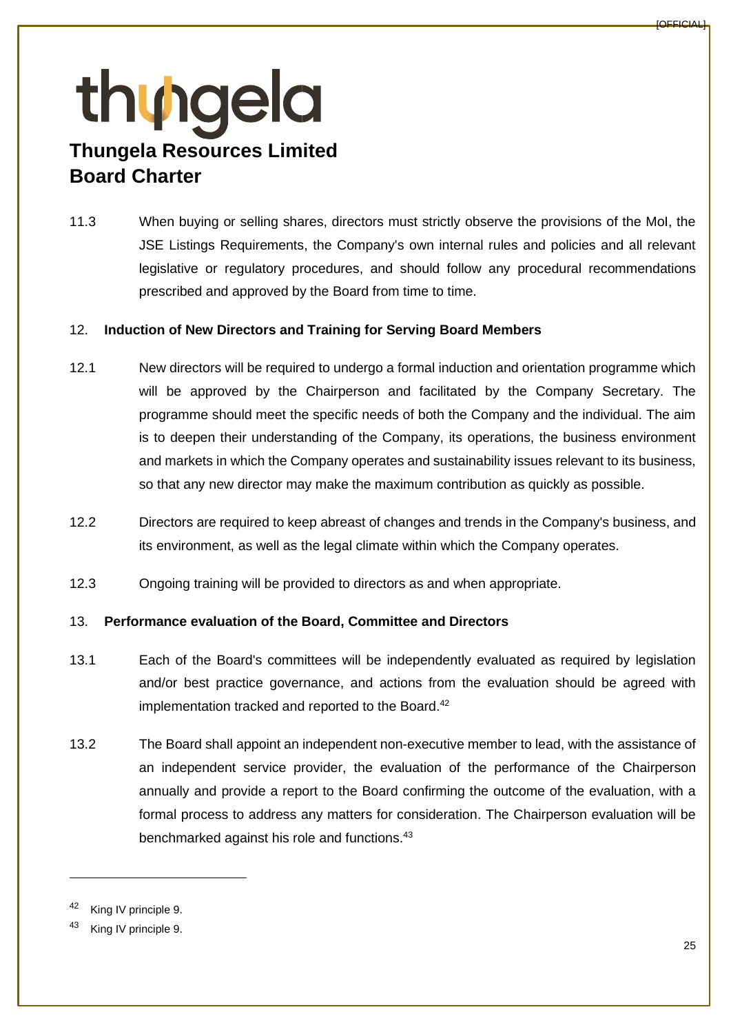11.3 When buying or selling shares, directors must strictly observe the provisions of the MoI, the JSE Listings Requirements, the Company's own internal rules and policies and all relevant legislative or regulatory procedures, and should follow any procedural recommendations prescribed and approved by the Board from time to time.

12. **Induction of New Directors and Training for Serving Board Members**

12.1 New directors will be required to undergo a formal induction and orientation programme which will be approved by the Chairperson and facilitated by the Company Secretary. The programme should meet the specific needs of both the Company and the individual. The aim is to deepen their understanding of the Company, its operations, the business environment and markets in which the Company operates and sustainability issues relevant to its business, so that any new director may make the maximum contribution as quickly as possible.

12.2 Directors are required to keep abreast of changes and trends in the Company's business, and its environment, as well as the legal climate within which the Company operates.

12.3 Ongoing training will be provided to directors as and when appropriate.

13. **Performance evaluation of the Board, Committee and Directors**

13.1 Each of the Board's committees will be independently evaluated as required by legislation and/or best practice governance, and actions from the evaluation should be agreed with implementation tracked and reported to the Board.[42]

13.2 The Board shall appoint an independent non-executive member to lead, with the assistance of an independent service provider, the evaluation of the performance of the Chairperson annually and provide a report to the Board confirming the outcome of the evaluation, with a formal process to address any matters for consideration. The Chairperson evaluation will be benchmarked against his role and functions.[43]

---

[42] King IV principle 9.

[43] King IV principle 9.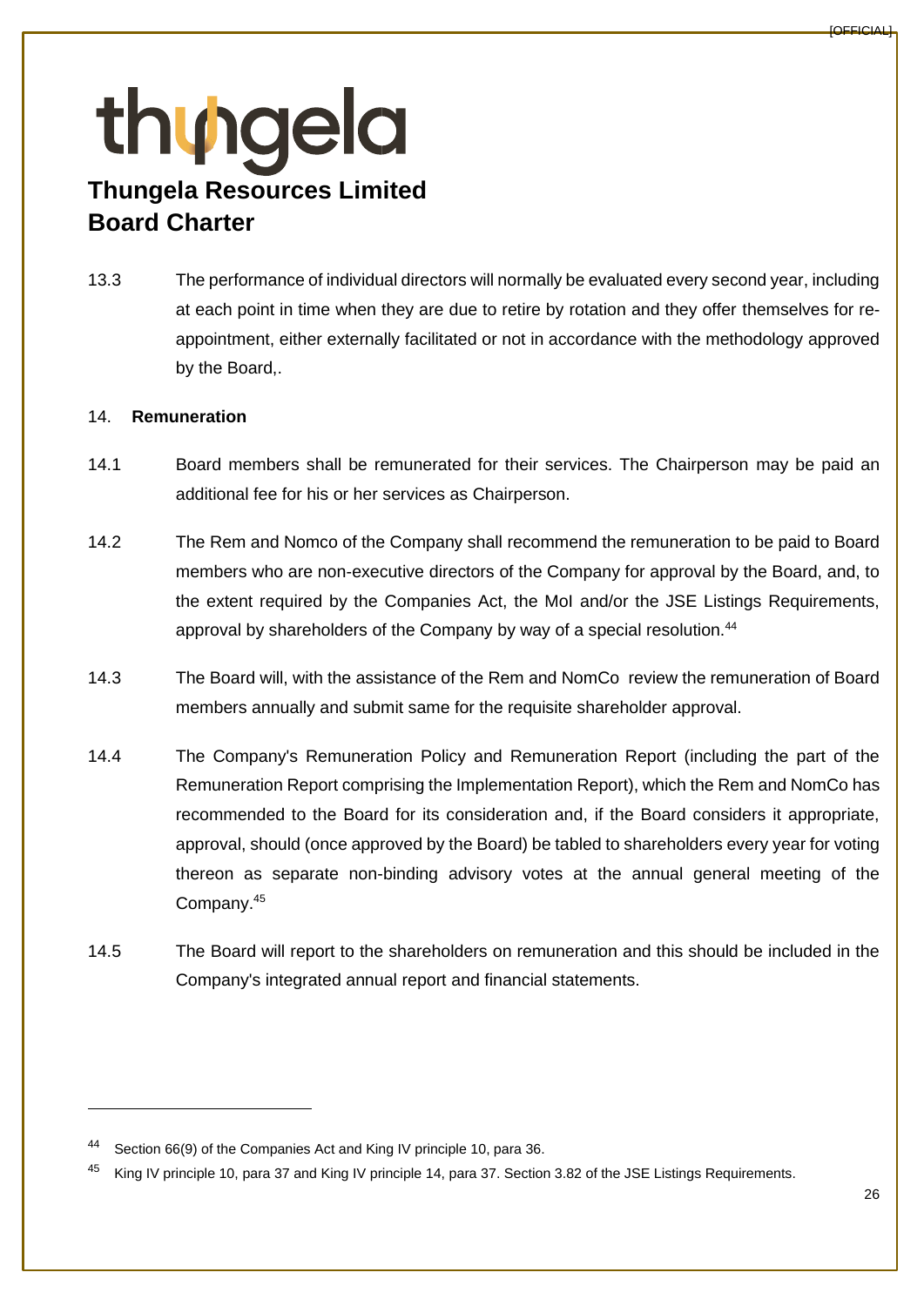13.3 The performance of individual directors will normally be evaluated every second year, including at each point in time when they are due to retire by rotation and they offer themselves for re-appointment, either externally facilitated or not in accordance with the methodology approved by the Board,.

## 14. **Remuneration**

14.1 Board members shall be remunerated for their services. The Chairperson may be paid an additional fee for his or her services as Chairperson.

14.2 The Rem and Nomco of the Company shall recommend the remuneration to be paid to Board members who are non-executive directors of the Company for approval by the Board, and, to the extent required by the Companies Act, the MoI and/or the JSE Listings Requirements, approval by shareholders of the Company by way of a special resolution.[44]

14.3 The Board will, with the assistance of the Rem and NomCo review the remuneration of Board members annually and submit same for the requisite shareholder approval.

14.4 The Company's Remuneration Policy and Remuneration Report (including the part of the Remuneration Report comprising the Implementation Report), which the Rem and NomCo has recommended to the Board for its consideration and, if the Board considers it appropriate, approval, should (once approved by the Board) be tabled to shareholders every year for voting thereon as separate non-binding advisory votes at the annual general meeting of the Company.[45]

14.5 The Board will report to the shareholders on remuneration and this should be included in the Company's integrated annual report and financial statements.

---

[44] Section 66(9) of the Companies Act and King IV principle 10, para 36.

[45] King IV principle 10, para 37 and King IV principle 14, para 37. Section 3.82 of the JSE Listings Requirements.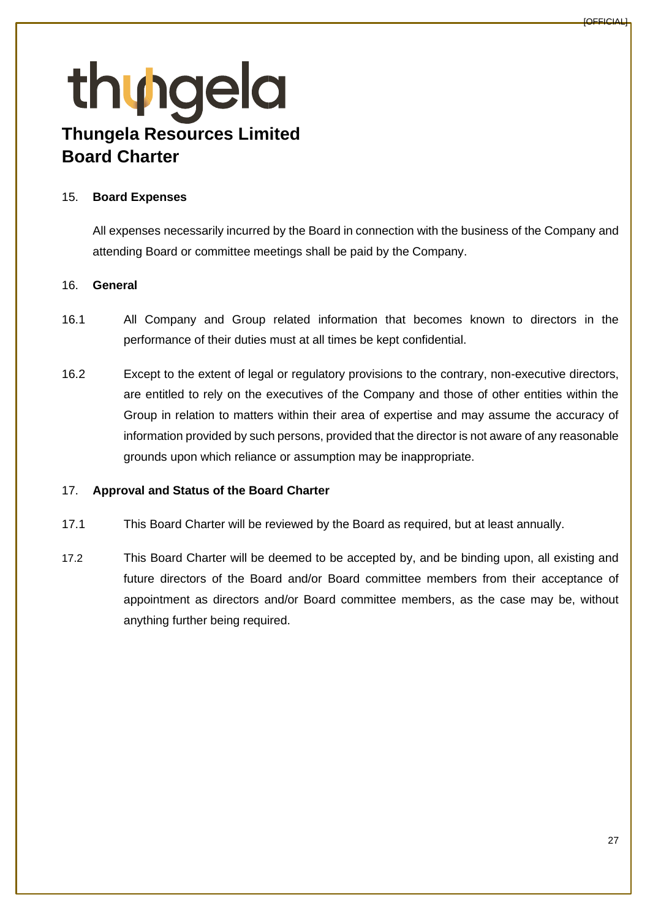## 15. Board Expenses

All expenses necessarily incurred by the Board in connection with the business of the Company and attending Board or committee meetings shall be paid by the Company.

## 16. General

16.1 All Company and Group related information that becomes known to directors in the performance of their duties must at all times be kept confidential.

16.2 Except to the extent of legal or regulatory provisions to the contrary, non-executive directors, are entitled to rely on the executives of the Company and those of other entities within the Group in relation to matters within their area of expertise and may assume the accuracy of information provided by such persons, provided that the director is not aware of any reasonable grounds upon which reliance or assumption may be inappropriate.

## 17. Approval and Status of the Board Charter

17.1 This Board Charter will be reviewed by the Board as required, but at least annually.

17.2 This Board Charter will be deemed to be accepted by, and be binding upon, all existing and future directors of the Board and/or Board committee members from their acceptance of appointment as directors and/or Board committee members, as the case may be, without anything further being required.